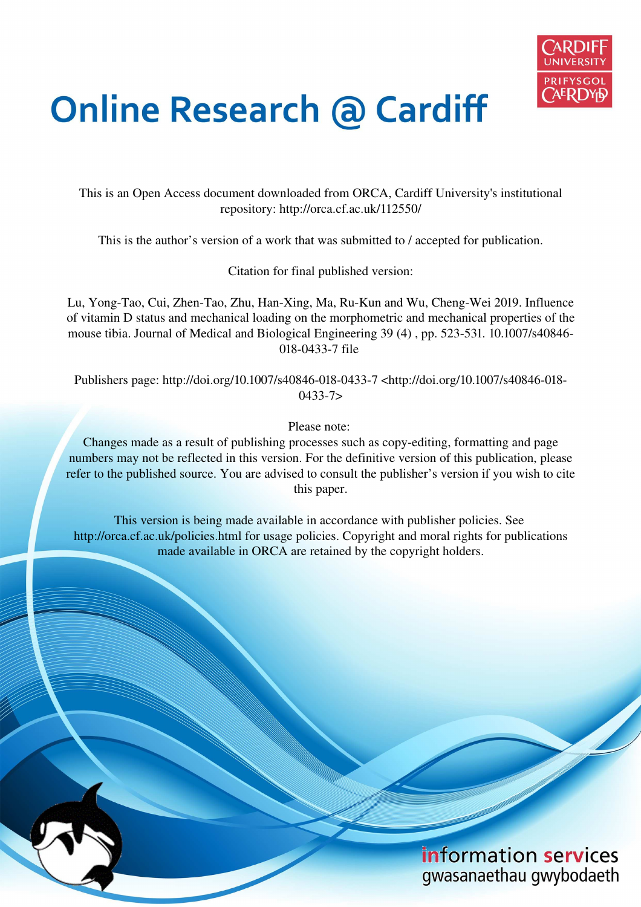# Online Research @ Cardiff

This is an Open Access document downloaded from ORCA, Cardiff University's institutional repository: http://orca.cf.ac.uk/112550/

This is the author's version of a work that was submitted to / accepted for publication.

Citation for final published version:

Lu, Yong-Tao, Cui, Zhen-Tao, Zhu, Han-Xing, Ma, Ru-Kun and Wu, Cheng-Wei 2019. Influence of vitamin D status and mechanical loading on the morphometric and mechanical properties of the mouse tibia. Journal of Medical and Biological Engineering 39 (4) , pp. 523-531. 10.1007/s40846-018-0433-7 file

Publishers page: http://doi.org/10.1007/s40846-018-0433-7 <http://doi.org/10.1007/s40846-018-0433-7>

Please note:
Changes made as a result of publishing processes such as copy-editing, formatting and page numbers may not be reflected in this version. For the definitive version of this publication, please refer to the published source. You are advised to consult the publisher's version if you wish to cite this paper.

This version is being made available in accordance with publisher policies. See http://orca.cf.ac.uk/policies.html for usage policies. Copyright and moral rights for publications made available in ORCA are retained by the copyright holders.

information services
gwasanaethau gwybodaeth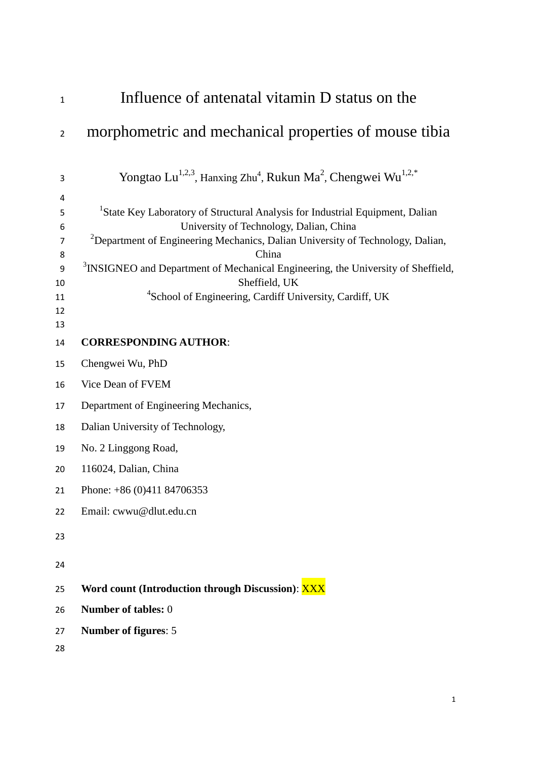# Influence of antenatal vitamin D status on the morphometric and mechanical properties of mouse tibia

Yongtao Lu[1,2,3], Hanxing Zhu[4], Rukun Ma[2], Chengwei Wu[1,2,*]

[1]State Key Laboratory of Structural Analysis for Industrial Equipment, Dalian University of Technology, Dalian, China

[2]Department of Engineering Mechanics, Dalian University of Technology, Dalian, China

[3]INSIGNEO and Department of Mechanical Engineering, the University of Sheffield, Sheffield, UK

[4]School of Engineering, Cardiff University, Cardiff, UK

**CORRESPONDING AUTHOR**:

Chengwei Wu, PhD

Vice Dean of FVEM

Department of Engineering Mechanics,

Dalian University of Technology,

No. 2 Linggong Road,

116024, Dalian, China

Phone: +86 (0)411 84706353

Email: cwwu@dlut.edu.cn

**Word count (Introduction through Discussion)**: XXX

**Number of tables:** 0

**Number of figures**: 5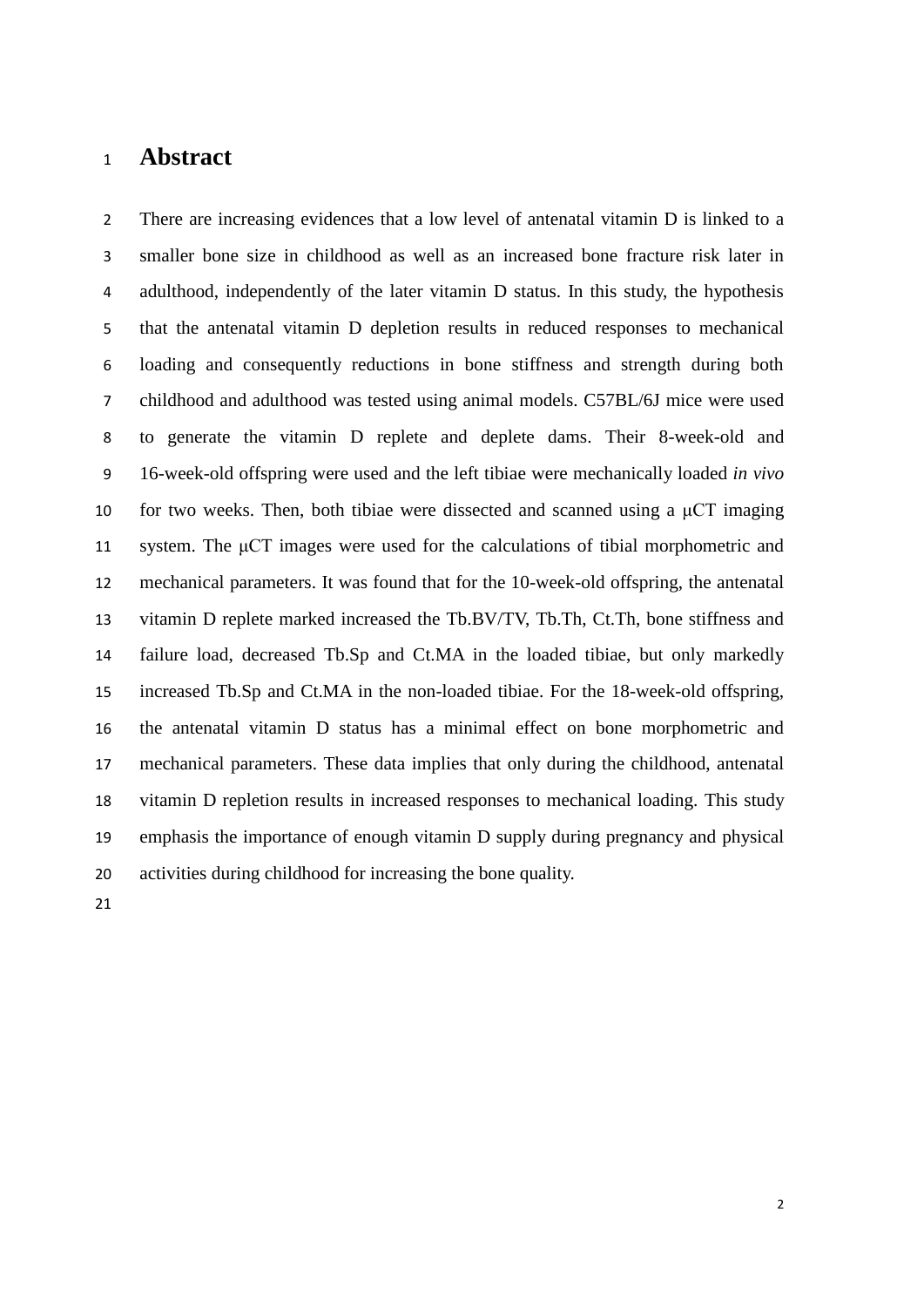# Abstract

There are increasing evidences that a low level of antenatal vitamin D is linked to a smaller bone size in childhood as well as an increased bone fracture risk later in adulthood, independently of the later vitamin D status. In this study, the hypothesis that the antenatal vitamin D depletion results in reduced responses to mechanical loading and consequently reductions in bone stiffness and strength during both childhood and adulthood was tested using animal models. C57BL/6J mice were used to generate the vitamin D replete and deplete dams. Their 8-week-old and 16-week-old offspring were used and the left tibiae were mechanically loaded *in vivo* for two weeks. Then, both tibiae were dissected and scanned using a μCT imaging system. The μCT images were used for the calculations of tibial morphometric and mechanical parameters. It was found that for the 10-week-old offspring, the antenatal vitamin D replete marked increased the Tb.BV/TV, Tb.Th, Ct.Th, bone stiffness and failure load, decreased Tb.Sp and Ct.MA in the loaded tibiae, but only markedly increased Tb.Sp and Ct.MA in the non-loaded tibiae. For the 18-week-old offspring, the antenatal vitamin D status has a minimal effect on bone morphometric and mechanical parameters. These data implies that only during the childhood, antenatal vitamin D repletion results in increased responses to mechanical loading. This study emphasis the importance of enough vitamin D supply during pregnancy and physical activities during childhood for increasing the bone quality.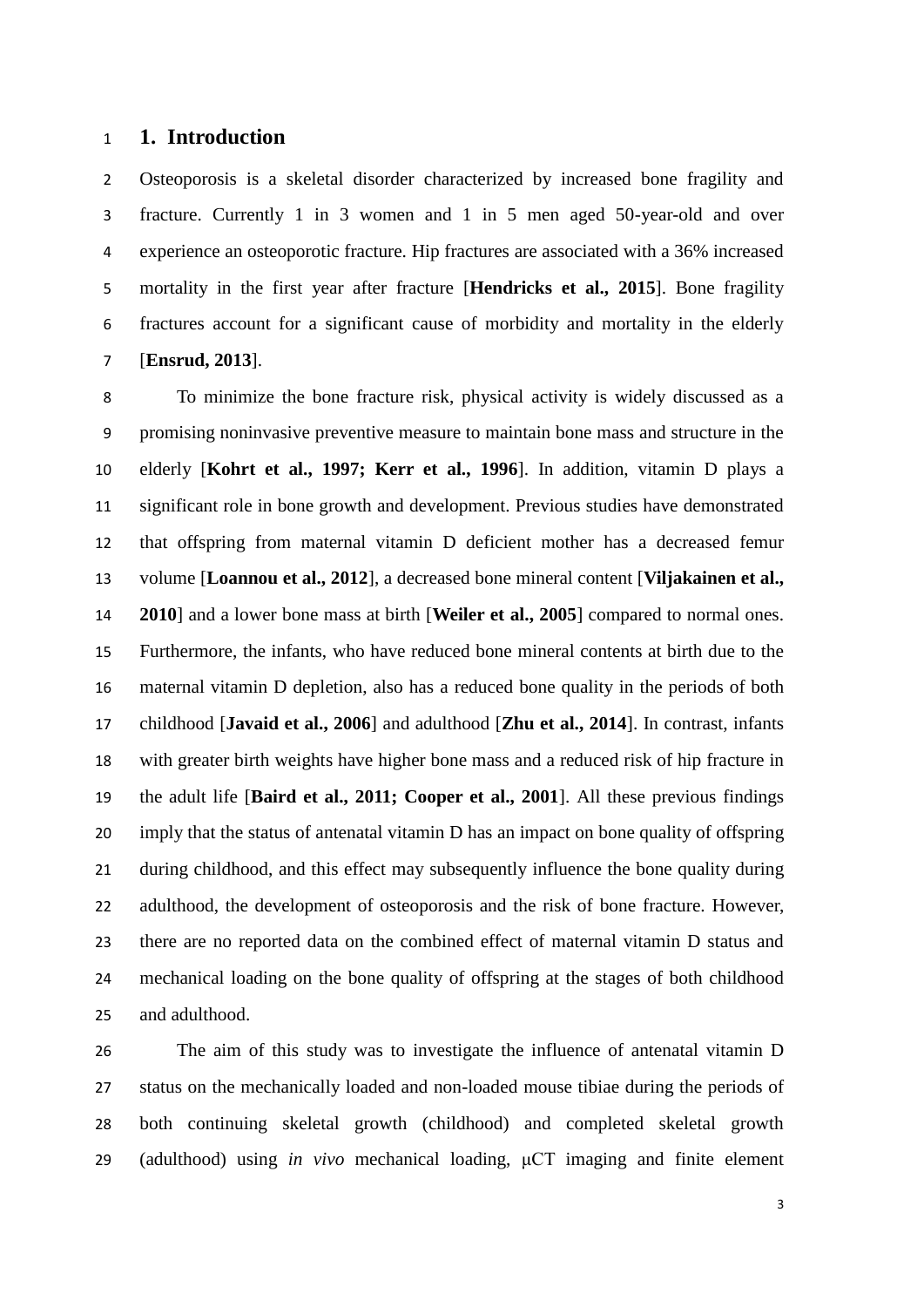# 1. Introduction

Osteoporosis is a skeletal disorder characterized by increased bone fragility and fracture. Currently 1 in 3 women and 1 in 5 men aged 50-year-old and over experience an osteoporotic fracture. Hip fractures are associated with a 36% increased mortality in the first year after fracture [**Hendricks et al., 2015**]. Bone fragility fractures account for a significant cause of morbidity and mortality in the elderly [**Ensrud, 2013**].

To minimize the bone fracture risk, physical activity is widely discussed as a promising noninvasive preventive measure to maintain bone mass and structure in the elderly [**Kohrt et al., 1997; Kerr et al., 1996**]. In addition, vitamin D plays a significant role in bone growth and development. Previous studies have demonstrated that offspring from maternal vitamin D deficient mother has a decreased femur volume [**Loannou et al., 2012**], a decreased bone mineral content [**Viljakainen et al., 2010**] and a lower bone mass at birth [**Weiler et al., 2005**] compared to normal ones. Furthermore, the infants, who have reduced bone mineral contents at birth due to the maternal vitamin D depletion, also has a reduced bone quality in the periods of both childhood [**Javaid et al., 2006**] and adulthood [**Zhu et al., 2014**]. In contrast, infants with greater birth weights have higher bone mass and a reduced risk of hip fracture in the adult life [**Baird et al., 2011; Cooper et al., 2001**]. All these previous findings imply that the status of antenatal vitamin D has an impact on bone quality of offspring during childhood, and this effect may subsequently influence the bone quality during adulthood, the development of osteoporosis and the risk of bone fracture. However, there are no reported data on the combined effect of maternal vitamin D status and mechanical loading on the bone quality of offspring at the stages of both childhood and adulthood.

The aim of this study was to investigate the influence of antenatal vitamin D status on the mechanically loaded and non-loaded mouse tibiae during the periods of both continuing skeletal growth (childhood) and completed skeletal growth (adulthood) using *in vivo* mechanical loading, μCT imaging and finite element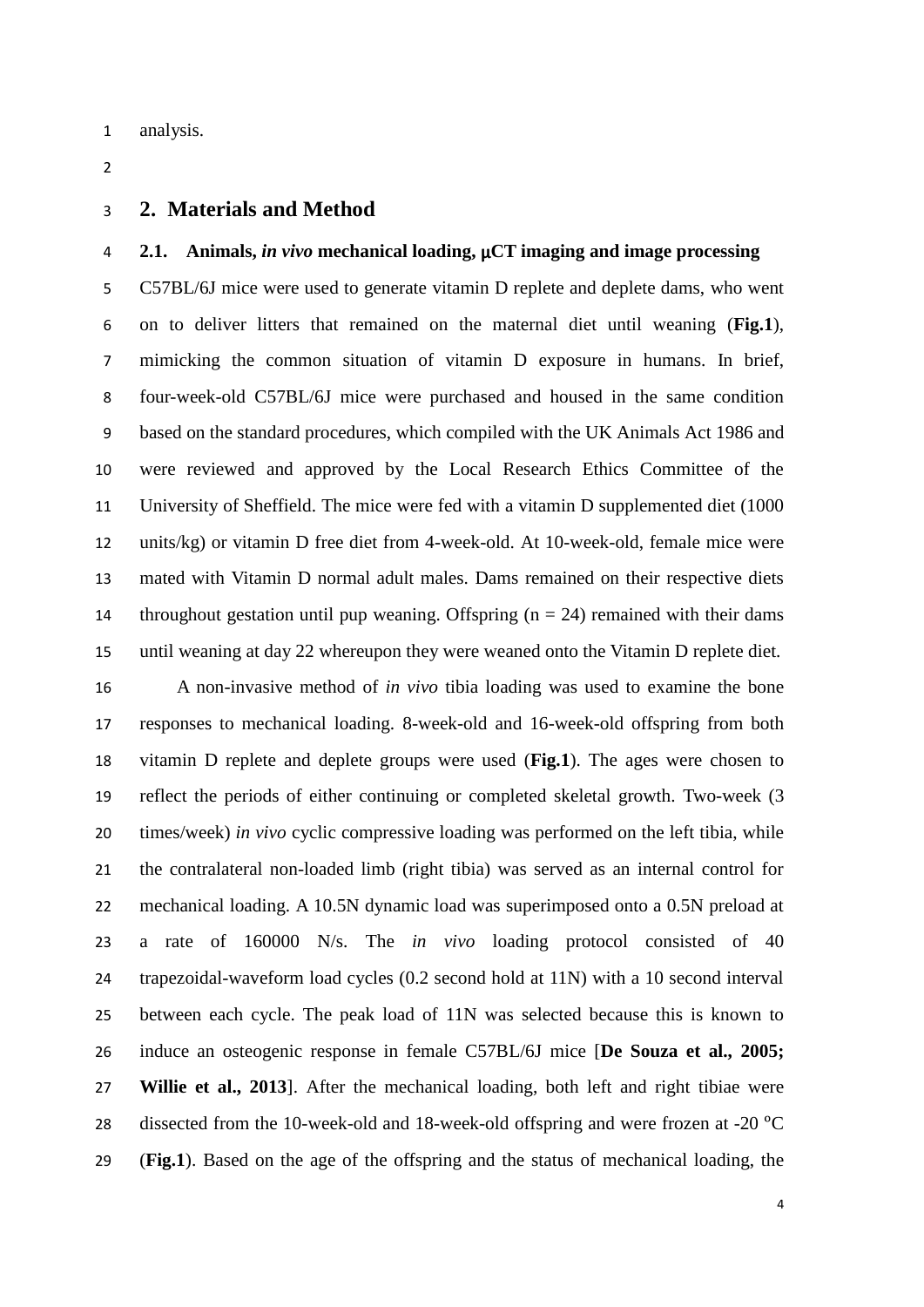analysis.

## 2. Materials and Method

### 2.1. Animals, *in vivo* mechanical loading, μCT imaging and image processing

C57BL/6J mice were used to generate vitamin D replete and deplete dams, who went on to deliver litters that remained on the maternal diet until weaning (**Fig.1**), mimicking the common situation of vitamin D exposure in humans. In brief, four-week-old C57BL/6J mice were purchased and housed in the same condition based on the standard procedures, which compiled with the UK Animals Act 1986 and were reviewed and approved by the Local Research Ethics Committee of the University of Sheffield. The mice were fed with a vitamin D supplemented diet (1000 units/kg) or vitamin D free diet from 4-week-old. At 10-week-old, female mice were mated with Vitamin D normal adult males. Dams remained on their respective diets throughout gestation until pup weaning. Offspring (n = 24) remained with their dams until weaning at day 22 whereupon they were weaned onto the Vitamin D replete diet.

A non-invasive method of *in vivo* tibia loading was used to examine the bone responses to mechanical loading. 8-week-old and 16-week-old offspring from both vitamin D replete and deplete groups were used (**Fig.1**). The ages were chosen to reflect the periods of either continuing or completed skeletal growth. Two-week (3 times/week) *in vivo* cyclic compressive loading was performed on the left tibia, while the contralateral non-loaded limb (right tibia) was served as an internal control for mechanical loading. A 10.5N dynamic load was superimposed onto a 0.5N preload at a rate of 160000 N/s. The *in vivo* loading protocol consisted of 40 trapezoidal-waveform load cycles (0.2 second hold at 11N) with a 10 second interval between each cycle. The peak load of 11N was selected because this is known to induce an osteogenic response in female C57BL/6J mice [**De Souza et al., 2005; Willie et al., 2013**]. After the mechanical loading, both left and right tibiae were dissected from the 10-week-old and 18-week-old offspring and were frozen at -20 °C (**Fig.1**). Based on the age of the offspring and the status of mechanical loading, the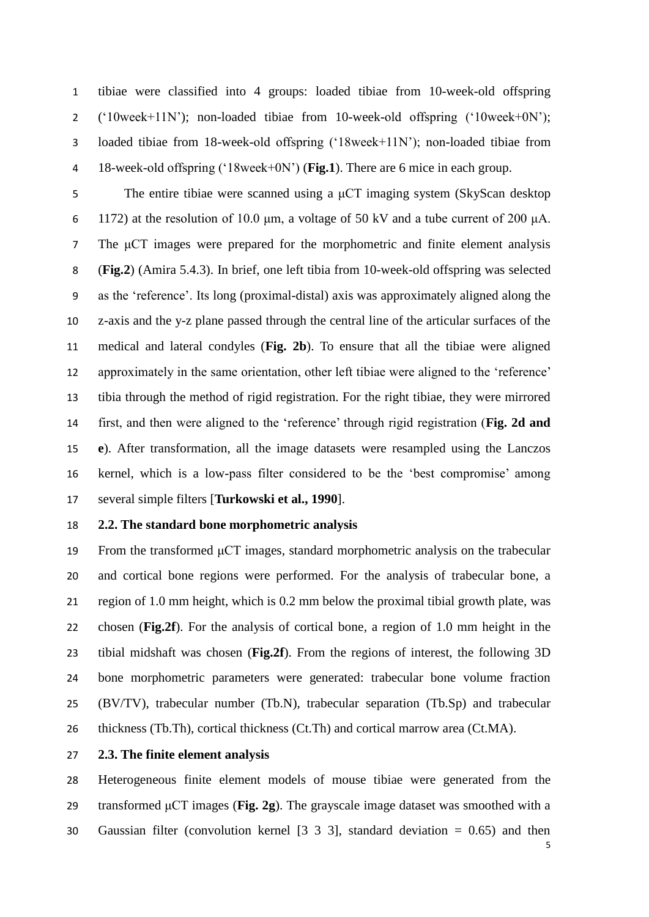tibiae were classified into 4 groups: loaded tibiae from 10-week-old offspring ('10week+11N'); non-loaded tibiae from 10-week-old offspring ('10week+0N'); loaded tibiae from 18-week-old offspring ('18week+11N'); non-loaded tibiae from 18-week-old offspring ('18week+0N') (**Fig.1**). There are 6 mice in each group.

The entire tibiae were scanned using a μCT imaging system (SkyScan desktop 1172) at the resolution of 10.0 μm, a voltage of 50 kV and a tube current of 200 μA. The μCT images were prepared for the morphometric and finite element analysis (**Fig.2**) (Amira 5.4.3). In brief, one left tibia from 10-week-old offspring was selected as the 'reference'. Its long (proximal-distal) axis was approximately aligned along the z-axis and the y-z plane passed through the central line of the articular surfaces of the medical and lateral condyles (**Fig. 2b**). To ensure that all the tibiae were aligned approximately in the same orientation, other left tibiae were aligned to the 'reference' tibia through the method of rigid registration. For the right tibiae, they were mirrored first, and then were aligned to the 'reference' through rigid registration (**Fig. 2d and e**). After transformation, all the image datasets were resampled using the Lanczos kernel, which is a low-pass filter considered to be the 'best compromise' among several simple filters [**Turkowski et al., 1990**].

## 2.2. The standard bone morphometric analysis

From the transformed μCT images, standard morphometric analysis on the trabecular and cortical bone regions were performed. For the analysis of trabecular bone, a region of 1.0 mm height, which is 0.2 mm below the proximal tibial growth plate, was chosen (**Fig.2f**). For the analysis of cortical bone, a region of 1.0 mm height in the tibial midshaft was chosen (**Fig.2f**). From the regions of interest, the following 3D bone morphometric parameters were generated: trabecular bone volume fraction (BV/TV), trabecular number (Tb.N), trabecular separation (Tb.Sp) and trabecular thickness (Tb.Th), cortical thickness (Ct.Th) and cortical marrow area (Ct.MA).

## 2.3. The finite element analysis

Heterogeneous finite element models of mouse tibiae were generated from the transformed μCT images (**Fig. 2g**). The grayscale image dataset was smoothed with a Gaussian filter (convolution kernel [3 3 3], standard deviation = 0.65) and then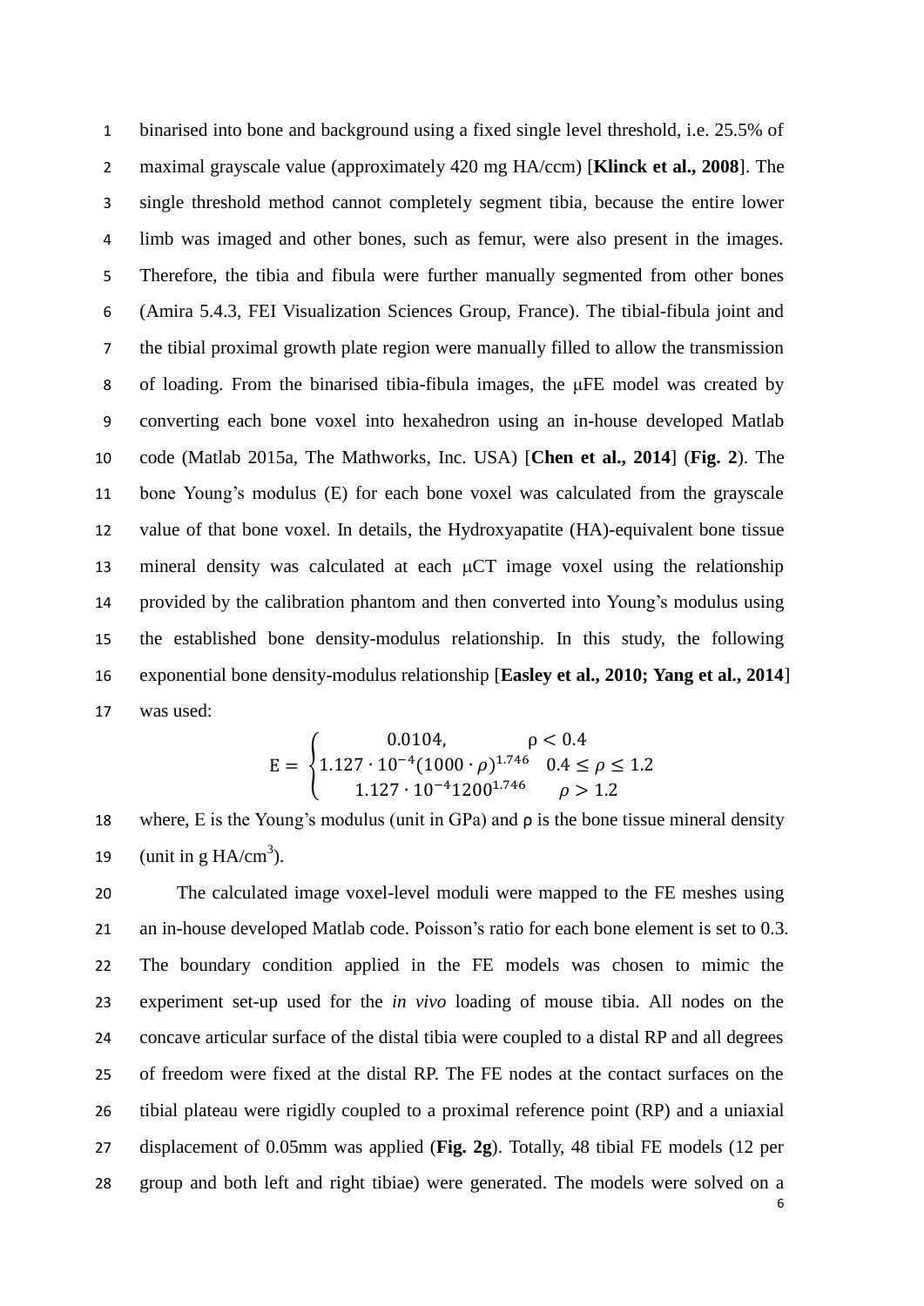binarised into bone and background using a fixed single level threshold, i.e. 25.5% of maximal grayscale value (approximately 420 mg HA/ccm) [**Klinck et al., 2008**]. The single threshold method cannot completely segment tibia, because the entire lower limb was imaged and other bones, such as femur, were also present in the images. Therefore, the tibia and fibula were further manually segmented from other bones (Amira 5.4.3, FEI Visualization Sciences Group, France). The tibial-fibula joint and the tibial proximal growth plate region were manually filled to allow the transmission of loading. From the binarised tibia-fibula images, the μFE model was created by converting each bone voxel into hexahedron using an in-house developed Matlab code (Matlab 2015a, The Mathworks, Inc. USA) [**Chen et al., 2014**] (**Fig. 2**). The bone Young's modulus (E) for each bone voxel was calculated from the grayscale value of that bone voxel. In details, the Hydroxyapatite (HA)-equivalent bone tissue mineral density was calculated at each μCT image voxel using the relationship provided by the calibration phantom and then converted into Young's modulus using the established bone density-modulus relationship. In this study, the following exponential bone density-modulus relationship [**Easley et al., 2010; Yang et al., 2014**] was used:

$$E = \begin{cases} 0.0104, & \rho < 0.4 \\ 1.127 \cdot 10^{-4}(1000 \cdot \rho)^{1.746} & 0.4 \leq \rho \leq 1.2 \\ 1.127 \cdot 10^{-4} 1200^{1.746} & \rho > 1.2 \end{cases}$$

where, E is the Young's modulus (unit in GPa) and ρ is the bone tissue mineral density (unit in g HA/cm$^3$).

The calculated image voxel-level moduli were mapped to the FE meshes using an in-house developed Matlab code. Poisson's ratio for each bone element is set to 0.3. The boundary condition applied in the FE models was chosen to mimic the experiment set-up used for the *in vivo* loading of mouse tibia. All nodes on the concave articular surface of the distal tibia were coupled to a distal RP and all degrees of freedom were fixed at the distal RP. The FE nodes at the contact surfaces on the tibial plateau were rigidly coupled to a proximal reference point (RP) and a uniaxial displacement of 0.05mm was applied (**Fig. 2g**). Totally, 48 tibial FE models (12 per group and both left and right tibiae) were generated. The models were solved on a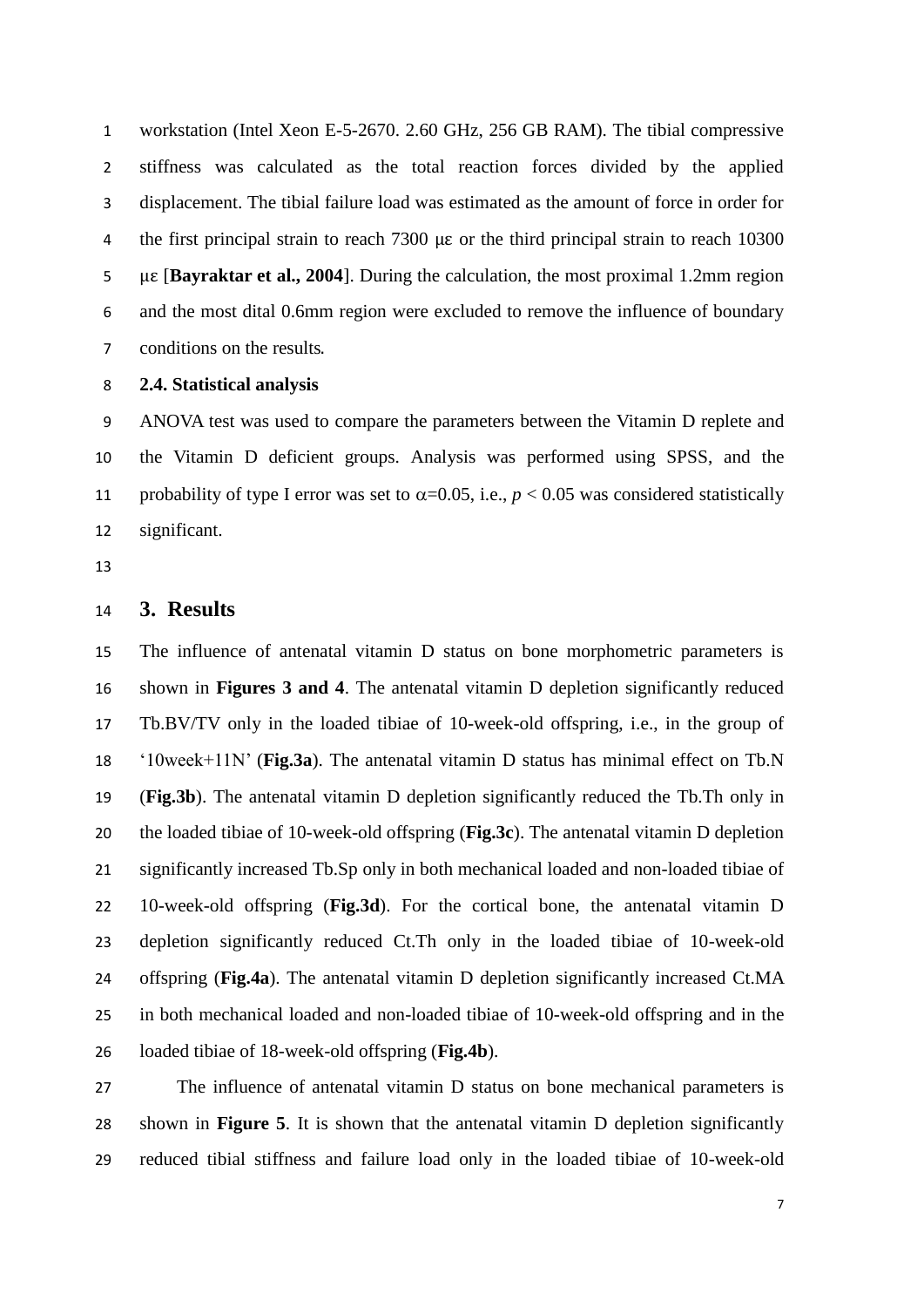workstation (Intel Xeon E-5-2670. 2.60 GHz, 256 GB RAM). The tibial compressive stiffness was calculated as the total reaction forces divided by the applied displacement. The tibial failure load was estimated as the amount of force in order for the first principal strain to reach 7300 με or the third principal strain to reach 10300 με [**Bayraktar et al., 2004**]. During the calculation, the most proximal 1.2mm region and the most dital 0.6mm region were excluded to remove the influence of boundary conditions on the results.

### 2.4. Statistical analysis

ANOVA test was used to compare the parameters between the Vitamin D replete and the Vitamin D deficient groups. Analysis was performed using SPSS, and the probability of type I error was set to $\alpha$=0.05, i.e., $p < 0.05$ was considered statistically significant.

## 3. Results

The influence of antenatal vitamin D status on bone morphometric parameters is shown in **Figures 3 and 4**. The antenatal vitamin D depletion significantly reduced Tb.BV/TV only in the loaded tibiae of 10-week-old offspring, i.e., in the group of '10week+11N' (**Fig.3a**). The antenatal vitamin D status has minimal effect on Tb.N (**Fig.3b**). The antenatal vitamin D depletion significantly reduced the Tb.Th only in the loaded tibiae of 10-week-old offspring (**Fig.3c**). The antenatal vitamin D depletion significantly increased Tb.Sp only in both mechanical loaded and non-loaded tibiae of 10-week-old offspring (**Fig.3d**). For the cortical bone, the antenatal vitamin D depletion significantly reduced Ct.Th only in the loaded tibiae of 10-week-old offspring (**Fig.4a**). The antenatal vitamin D depletion significantly increased Ct.MA in both mechanical loaded and non-loaded tibiae of 10-week-old offspring and in the loaded tibiae of 18-week-old offspring (**Fig.4b**).

The influence of antenatal vitamin D status on bone mechanical parameters is shown in **Figure 5**. It is shown that the antenatal vitamin D depletion significantly reduced tibial stiffness and failure load only in the loaded tibiae of 10-week-old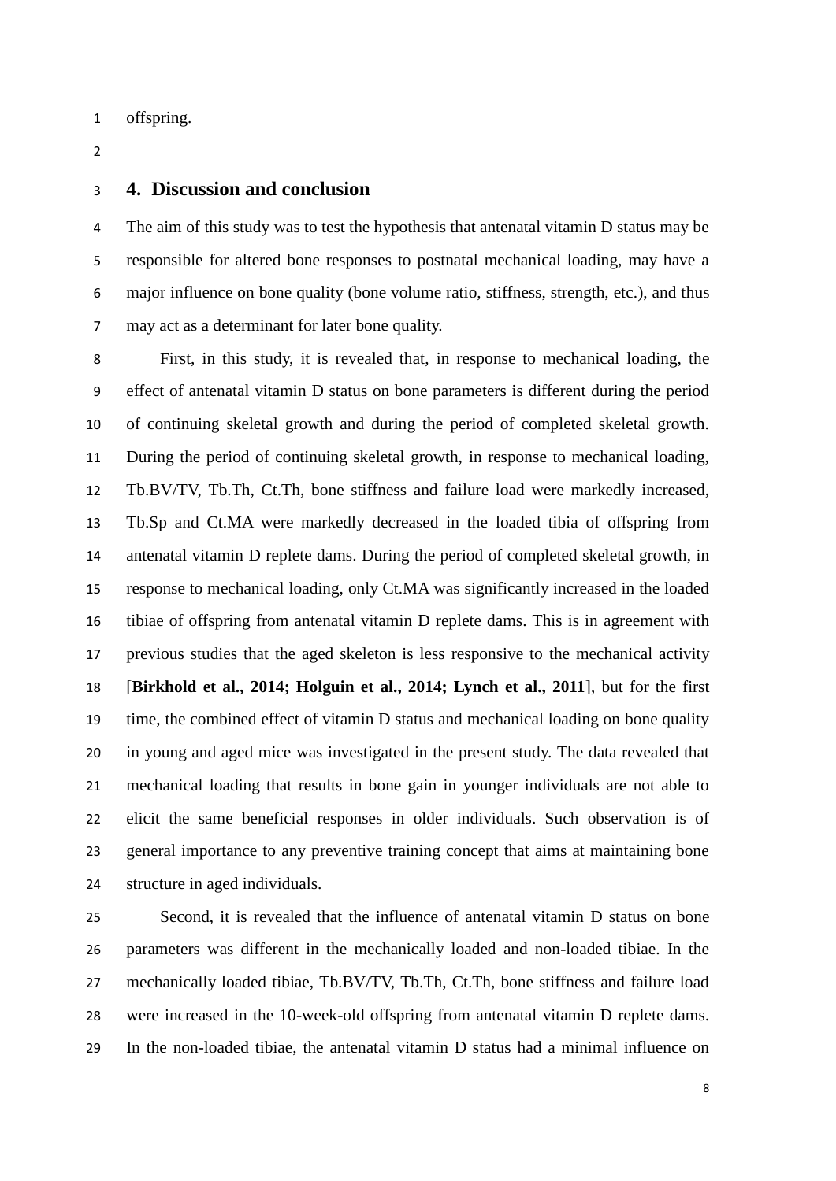offspring.

## 4. Discussion and conclusion

The aim of this study was to test the hypothesis that antenatal vitamin D status may be responsible for altered bone responses to postnatal mechanical loading, may have a major influence on bone quality (bone volume ratio, stiffness, strength, etc.), and thus may act as a determinant for later bone quality.

First, in this study, it is revealed that, in response to mechanical loading, the effect of antenatal vitamin D status on bone parameters is different during the period of continuing skeletal growth and during the period of completed skeletal growth. During the period of continuing skeletal growth, in response to mechanical loading, Tb.BV/TV, Tb.Th, Ct.Th, bone stiffness and failure load were markedly increased, Tb.Sp and Ct.MA were markedly decreased in the loaded tibia of offspring from antenatal vitamin D replete dams. During the period of completed skeletal growth, in response to mechanical loading, only Ct.MA was significantly increased in the loaded tibiae of offspring from antenatal vitamin D replete dams. This is in agreement with previous studies that the aged skeleton is less responsive to the mechanical activity [**Birkhold et al., 2014; Holguin et al., 2014; Lynch et al., 2011**], but for the first time, the combined effect of vitamin D status and mechanical loading on bone quality in young and aged mice was investigated in the present study. The data revealed that mechanical loading that results in bone gain in younger individuals are not able to elicit the same beneficial responses in older individuals. Such observation is of general importance to any preventive training concept that aims at maintaining bone structure in aged individuals.

Second, it is revealed that the influence of antenatal vitamin D status on bone parameters was different in the mechanically loaded and non-loaded tibiae. In the mechanically loaded tibiae, Tb.BV/TV, Tb.Th, Ct.Th, bone stiffness and failure load were increased in the 10-week-old offspring from antenatal vitamin D replete dams. In the non-loaded tibiae, the antenatal vitamin D status had a minimal influence on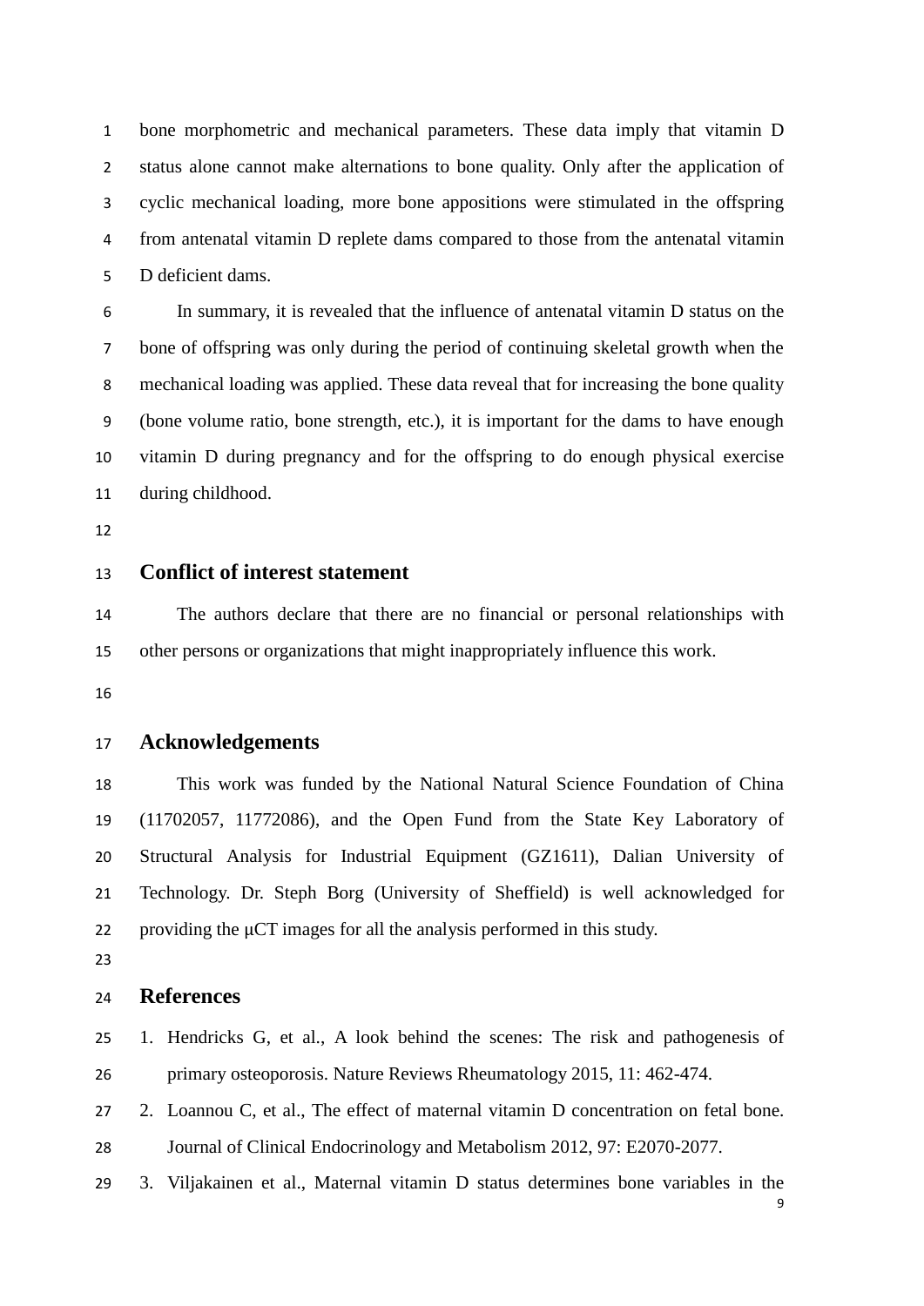bone morphometric and mechanical parameters. These data imply that vitamin D status alone cannot make alternations to bone quality. Only after the application of cyclic mechanical loading, more bone appositions were stimulated in the offspring from antenatal vitamin D replete dams compared to those from the antenatal vitamin D deficient dams.

In summary, it is revealed that the influence of antenatal vitamin D status on the bone of offspring was only during the period of continuing skeletal growth when the mechanical loading was applied. These data reveal that for increasing the bone quality (bone volume ratio, bone strength, etc.), it is important for the dams to have enough vitamin D during pregnancy and for the offspring to do enough physical exercise during childhood.

## Conflict of interest statement

The authors declare that there are no financial or personal relationships with other persons or organizations that might inappropriately influence this work.

## Acknowledgements

This work was funded by the National Natural Science Foundation of China (11702057, 11772086), and the Open Fund from the State Key Laboratory of Structural Analysis for Industrial Equipment (GZ1611), Dalian University of Technology. Dr. Steph Borg (University of Sheffield) is well acknowledged for providing the μCT images for all the analysis performed in this study.

## References

1. Hendricks G, et al., A look behind the scenes: The risk and pathogenesis of primary osteoporosis. Nature Reviews Rheumatology 2015, 11: 462-474.
2. Loannou C, et al., The effect of maternal vitamin D concentration on fetal bone. Journal of Clinical Endocrinology and Metabolism 2012, 97: E2070-2077.
3. Viljakainen et al., Maternal vitamin D status determines bone variables in the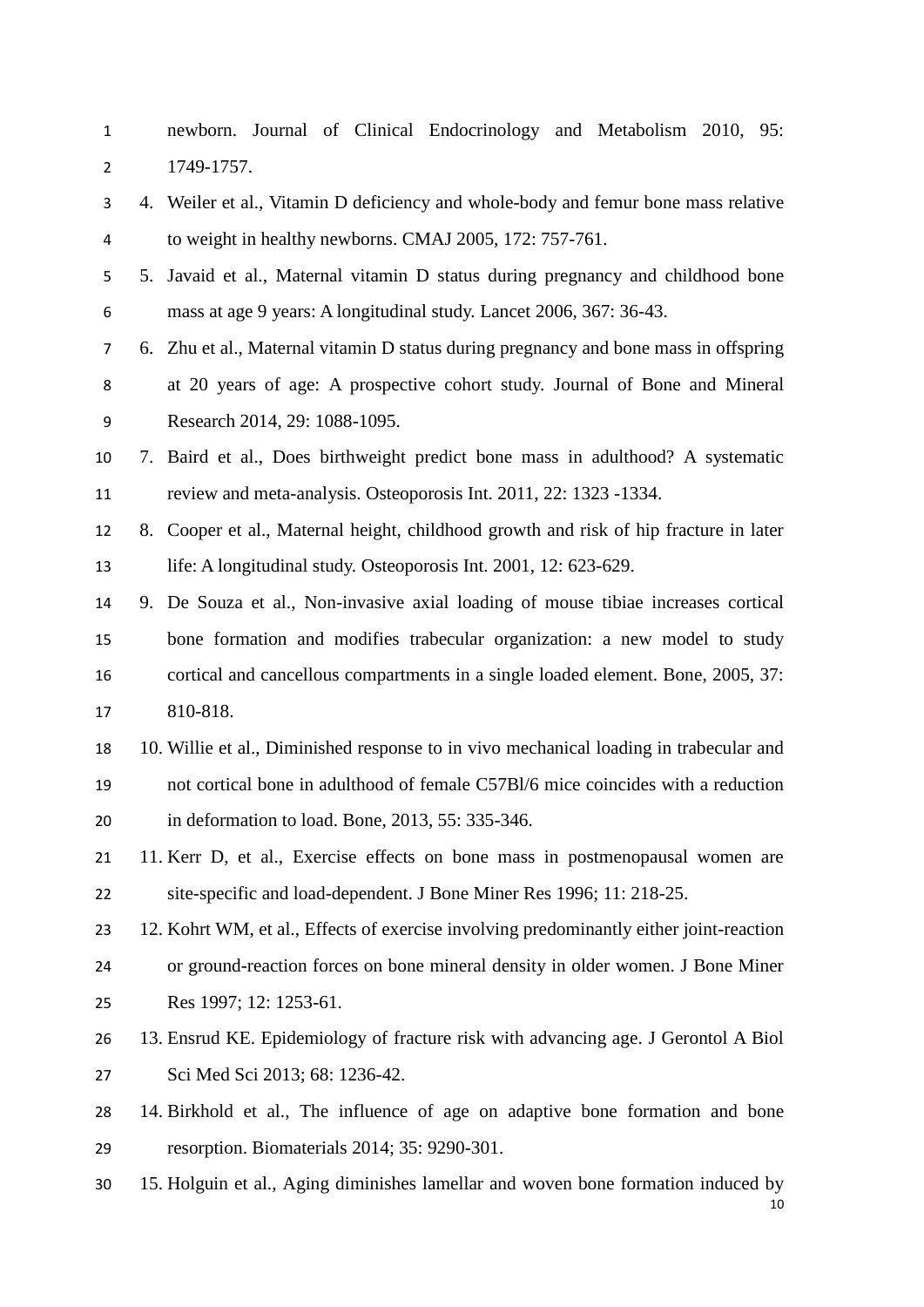newborn. Journal of Clinical Endocrinology and Metabolism 2010, 95: 1749-1757.

4. Weiler et al., Vitamin D deficiency and whole-body and femur bone mass relative to weight in healthy newborns. CMAJ 2005, 172: 757-761.
5. Javaid et al., Maternal vitamin D status during pregnancy and childhood bone mass at age 9 years: A longitudinal study. Lancet 2006, 367: 36-43.
6. Zhu et al., Maternal vitamin D status during pregnancy and bone mass in offspring at 20 years of age: A prospective cohort study. Journal of Bone and Mineral Research 2014, 29: 1088-1095.
7. Baird et al., Does birthweight predict bone mass in adulthood? A systematic review and meta-analysis. Osteoporosis Int. 2011, 22: 1323 -1334.
8. Cooper et al., Maternal height, childhood growth and risk of hip fracture in later life: A longitudinal study. Osteoporosis Int. 2001, 12: 623-629.
9. De Souza et al., Non-invasive axial loading of mouse tibiae increases cortical bone formation and modifies trabecular organization: a new model to study cortical and cancellous compartments in a single loaded element. Bone, 2005, 37: 810-818.
10. Willie et al., Diminished response to in vivo mechanical loading in trabecular and not cortical bone in adulthood of female C57Bl/6 mice coincides with a reduction in deformation to load. Bone, 2013, 55: 335-346.
11. Kerr D, et al., Exercise effects on bone mass in postmenopausal women are site-specific and load-dependent. J Bone Miner Res 1996; 11: 218-25.
12. Kohrt WM, et al., Effects of exercise involving predominantly either joint-reaction or ground-reaction forces on bone mineral density in older women. J Bone Miner Res 1997; 12: 1253-61.
13. Ensrud KE. Epidemiology of fracture risk with advancing age. J Gerontol A Biol Sci Med Sci 2013; 68: 1236-42.
14. Birkhold et al., The influence of age on adaptive bone formation and bone resorption. Biomaterials 2014; 35: 9290-301.
15. Holguin et al., Aging diminishes lamellar and woven bone formation induced by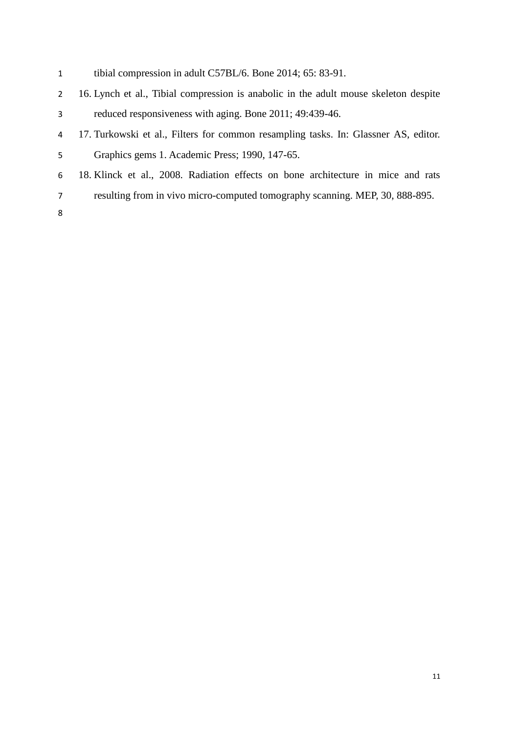tibial compression in adult C57BL/6. Bone 2014; 65: 83-91.

16. Lynch et al., Tibial compression is anabolic in the adult mouse skeleton despite reduced responsiveness with aging. Bone 2011; 49:439-46.
17. Turkowski et al., Filters for common resampling tasks. In: Glassner AS, editor. Graphics gems 1. Academic Press; 1990, 147-65.
18. Klinck et al., 2008. Radiation effects on bone architecture in mice and rats resulting from in vivo micro-computed tomography scanning. MEP, 30, 888-895.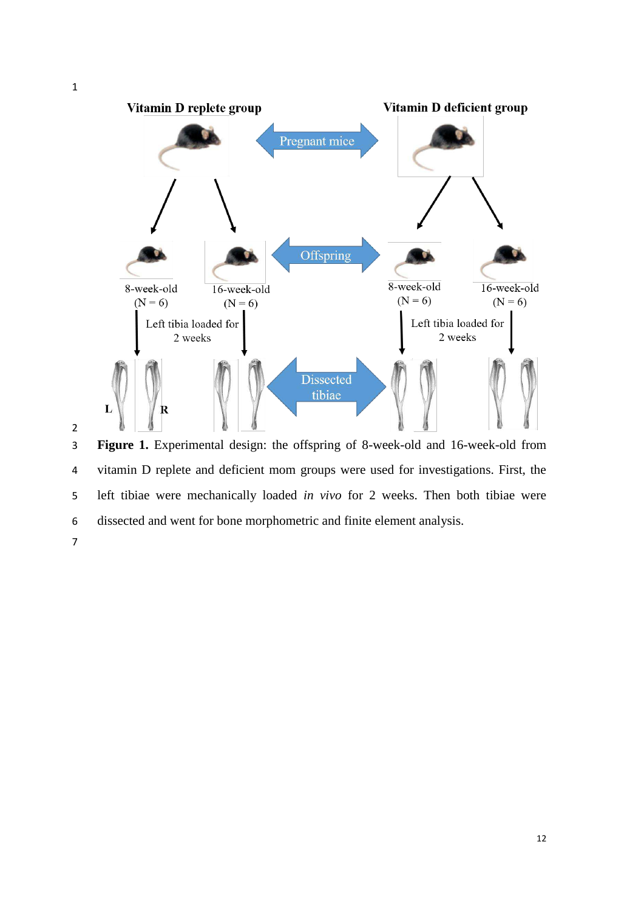**Figure 1.** Experimental design: the offspring of 8-week-old and 16-week-old from vitamin D replete and deficient mom groups were used for investigations. First, the left tibiae were mechanically loaded *in vivo* for 2 weeks. Then both tibiae were dissected and went for bone morphometric and finite element analysis.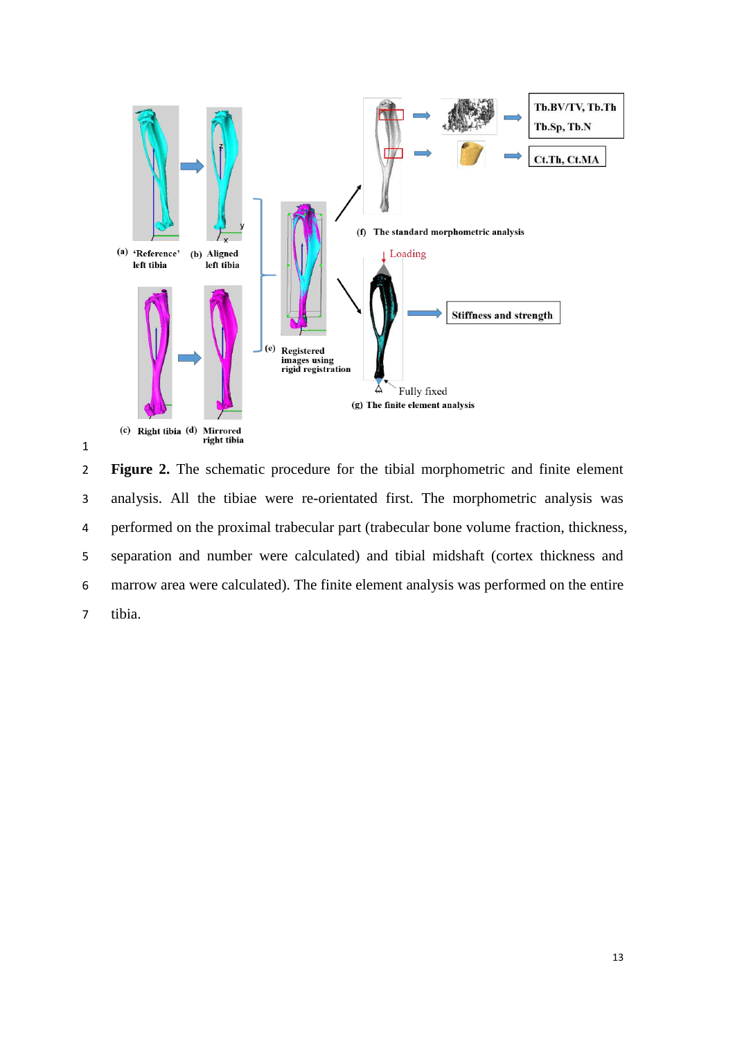**Figure 2.** The schematic procedure for the tibial morphometric and finite element analysis. All the tibiae were re-orientated first. The morphometric analysis was performed on the proximal trabecular part (trabecular bone volume fraction, thickness, separation and number were calculated) and tibial midshaft (cortex thickness and marrow area were calculated). The finite element analysis was performed on the entire tibia.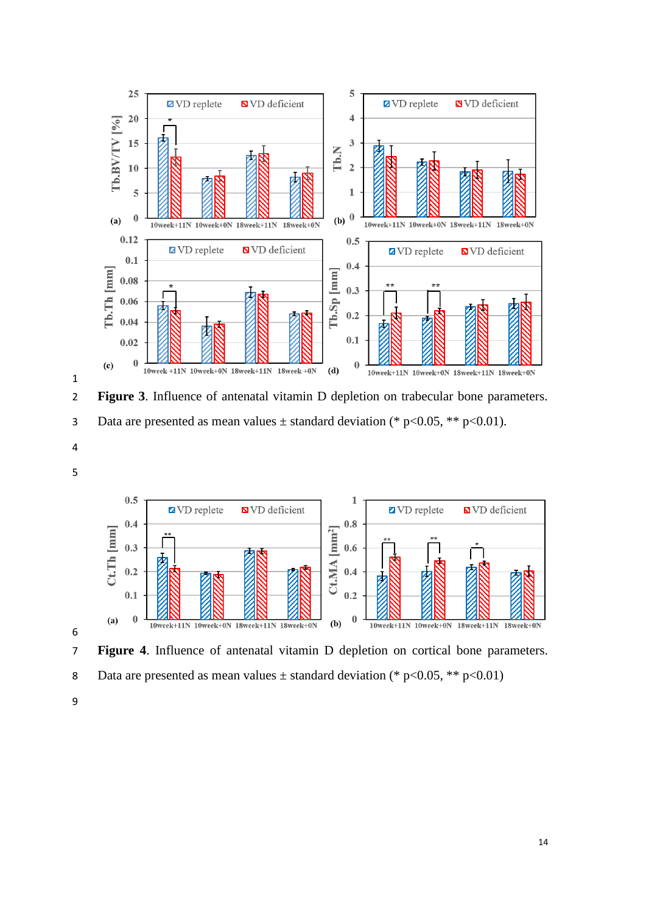**Figure 3**. Influence of antenatal vitamin D depletion on trabecular bone parameters. Data are presented as mean values ± standard deviation (* $p<0.05$, ** $p<0.01$).

**Figure 4**. Influence of antenatal vitamin D depletion on cortical bone parameters. Data are presented as mean values ± standard deviation (* $p<0.05$, ** $p<0.01$)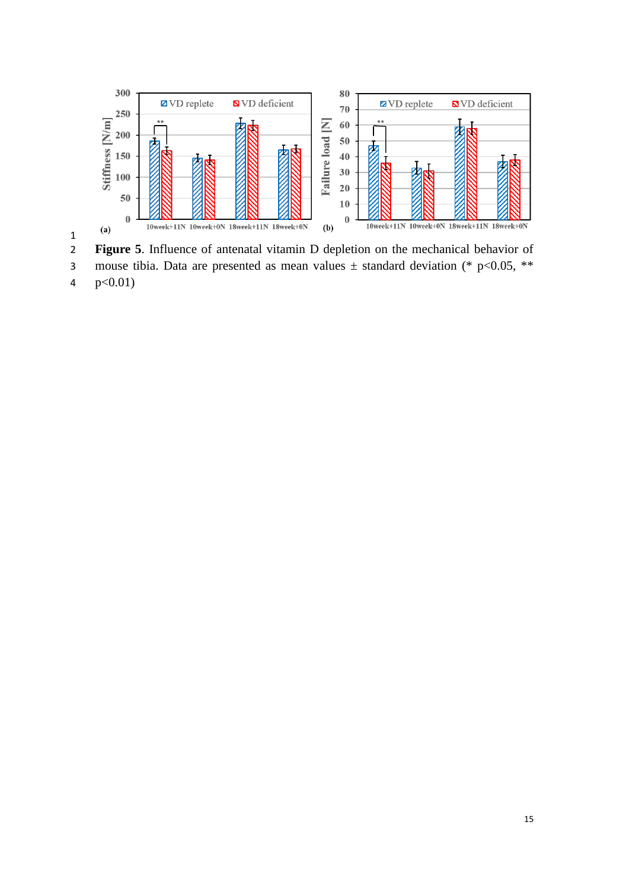300
250
200
150
100
50
0
Stiffness [N/m]
VD replete
VD deficient
**
10week+11N 10week+0N 18week+11N 18week+0N
(a)

80
70
60
50
40
30
20
10
0
Failure load [N]
VD replete
VD deficient
**
10week+11N 10week+0N 18week+11N 18week+0N
(b)

**Figure 5**. Influence of antenatal vitamin D depletion on the mechanical behavior of mouse tibia. Data are presented as mean values ± standard deviation (* $p<0.05$, ** $p<0.01$)